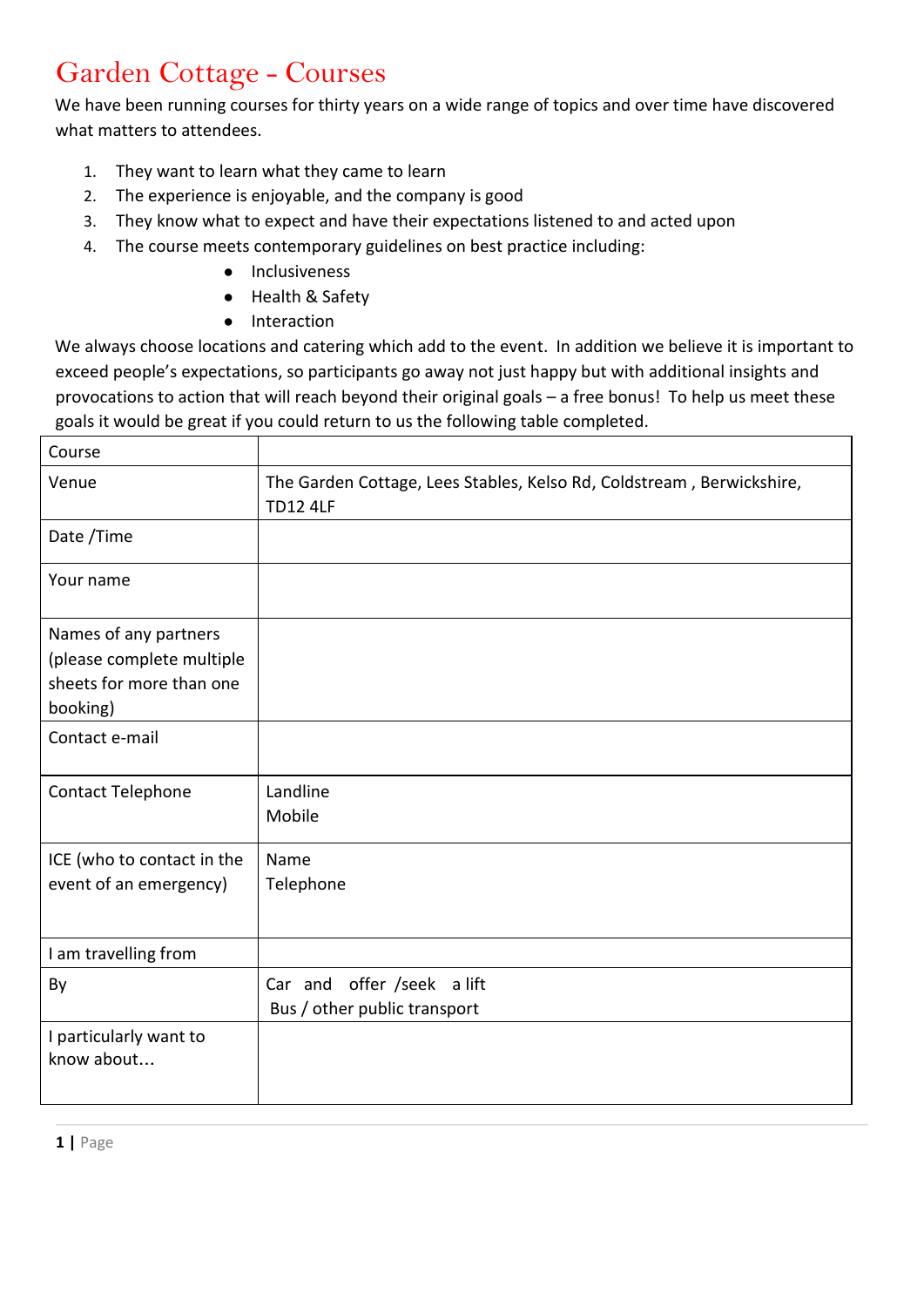# Garden Cottage - Courses

We have been running courses for thirty years on a wide range of topics and over time have discovered what matters to attendees.

1. They want to learn what they came to learn
2. The experience is enjoyable, and the company is good
3. They know what to expect and have their expectations listened to and acted upon
4. The course meets contemporary guidelines on best practice including:
   - Inclusiveness
   - Health & Safety
   - Interaction

We always choose locations and catering which add to the event. In addition we believe it is important to exceed people's expectations, so participants go away not just happy but with additional insights and provocations to action that will reach beyond their original goals – a free bonus! To help us meet these goals it would be great if you could return to us the following table completed.

| Course | |
|---|---|
| Venue | The Garden Cottage, Lees Stables, Kelso Rd, Coldstream , Berwickshire, TD12 4LF |
| Date /Time | |
| Your name | |
| Names of any partners (please complete multiple sheets for more than one booking) | |
| Contact e-mail | |
| Contact Telephone | Landline<br>Mobile |
| ICE (who to contact in the event of an emergency) | Name<br>Telephone |
| I am travelling from | |
| By | Car and offer /seek a lift<br>Bus / other public transport |
| I particularly want to know about… | |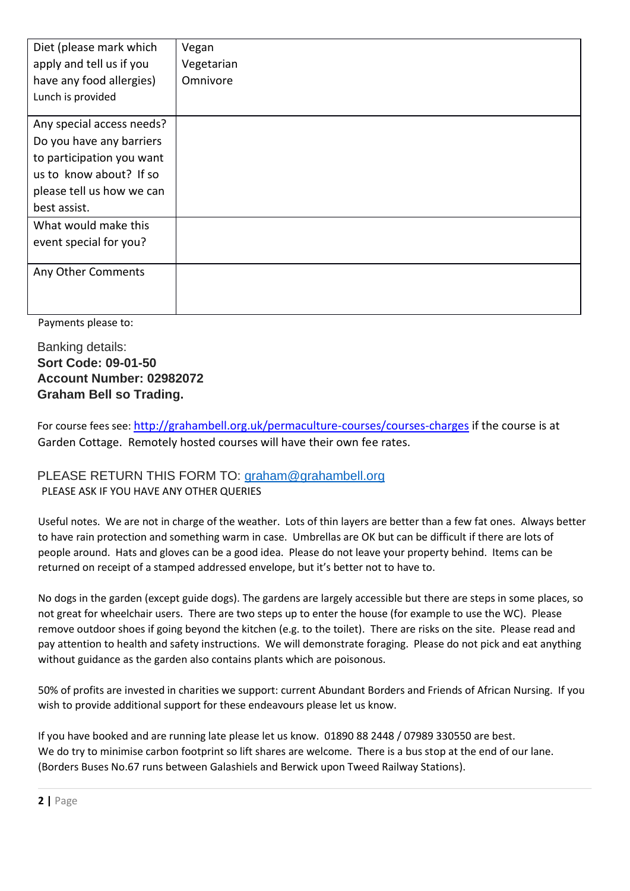| | |
|---|---|
| Diet (please mark which apply and tell us if you have any food allergies)<br>Lunch is provided | Vegan<br>Vegetarian<br>Omnivore |
| Any special access needs? Do you have any barriers to participation you want us to know about? If so please tell us how we can best assist. | |
| What would make this event special for you? | |
| Any Other Comments | |

Payments please to:

Banking details:
**Sort Code: 09-01-50**
**Account Number: 02982072**
**Graham Bell so Trading.**

For course fees see: http://grahambell.org.uk/permaculture-courses/courses-charges if the course is at Garden Cottage. Remotely hosted courses will have their own fee rates.

PLEASE RETURN THIS FORM TO: graham@grahambell.org
PLEASE ASK IF YOU HAVE ANY OTHER QUERIES

Useful notes. We are not in charge of the weather. Lots of thin layers are better than a few fat ones. Always better to have rain protection and something warm in case. Umbrellas are OK but can be difficult if there are lots of people around. Hats and gloves can be a good idea. Please do not leave your property behind. Items can be returned on receipt of a stamped addressed envelope, but it's better not to have to.

No dogs in the garden (except guide dogs). The gardens are largely accessible but there are steps in some places, so not great for wheelchair users. There are two steps up to enter the house (for example to use the WC). Please remove outdoor shoes if going beyond the kitchen (e.g. to the toilet). There are risks on the site. Please read and pay attention to health and safety instructions. We will demonstrate foraging. Please do not pick and eat anything without guidance as the garden also contains plants which are poisonous.

50% of profits are invested in charities we support: current Abundant Borders and Friends of African Nursing. If you wish to provide additional support for these endeavours please let us know.

If you have booked and are running late please let us know. 01890 88 2448 / 07989 330550 are best.
We do try to minimise carbon footprint so lift shares are welcome. There is a bus stop at the end of our lane. (Borders Buses No.67 runs between Galashiels and Berwick upon Tweed Railway Stations).